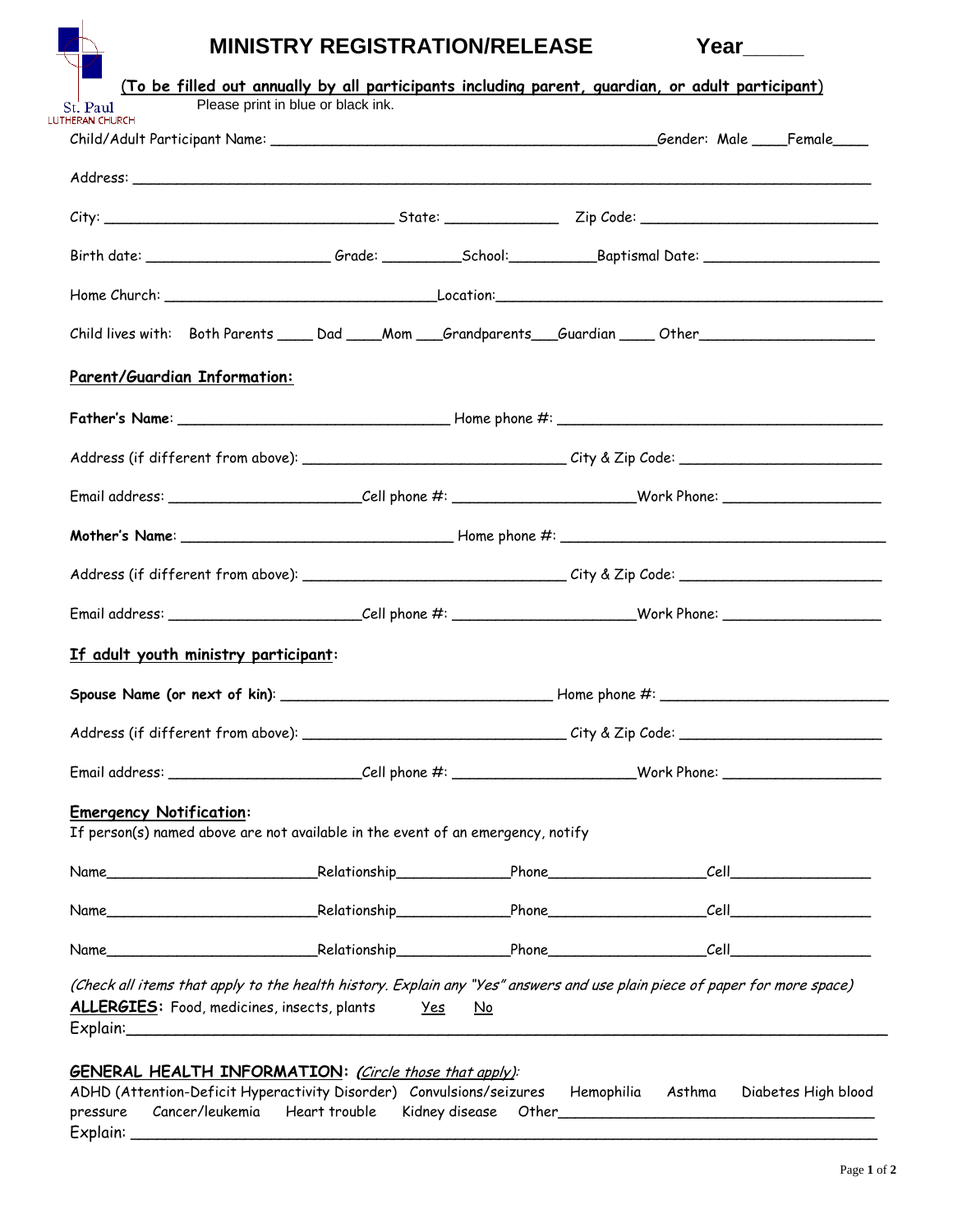St. Paul
LUTHERAN CHURCH

# MINISTRY REGISTRATION/RELEASE Year_____

(<u>To be filled out annually by all participants including parent, guardian, or adult participant</u>)

Please print in blue or black ink.

Child/Adult Participant Name: _____________________________________________Gender: Male ____Female____

Address: _______________________________________________________________________________________

City: __________________________________ State: _____________ Zip Code: ___________________________

Birth date: _____________________ Grade: _________School:__________Baptismal Date: ____________________

Home Church: _______________________________Location:_____________________________________________

Child lives with: Both Parents ____ Dad ____Mom ___Grandparents___Guardian ____ Other____________________

**<u>Parent/Guardian Information:</u>**

**Father's Name**: _______________________________ Home phone #: ______________________________________

Address (if different from above): ______________________________ City & Zip Code: _______________________

Email address: ______________________Cell phone #: ____________________Work Phone: __________________

**Mother's Name**: _______________________________ Home phone #: ______________________________________

Address (if different from above): ______________________________ City & Zip Code: _______________________

Email address: ______________________Cell phone #: ____________________Work Phone: __________________

**<u>If adult youth ministry participant</u>:**

**Spouse Name (or next of kin)**: _______________________________ Home phone #: __________________________

Address (if different from above): ______________________________ City & Zip Code: _______________________

Email address: ______________________Cell phone #: ____________________Work Phone: __________________

**<u>Emergency Notification</u>:**

If person(s) named above are not available in the event of an emergency, notify

Name________________________Relationship_____________Phone__________________Cell________________

Name________________________Relationship_____________Phone__________________Cell________________

Name________________________Relationship_____________Phone__________________Cell________________

*(Check all items that apply to the health history. Explain any "Yes" answers and use plain piece of paper for more space)*

**<u>ALLERGIES</u>:** Food, medicines, insects, plants <u>Yes</u> <u>No</u>

Explain:_____________________________________________________________________________________

**<u>GENERAL HEALTH INFORMATION</u>:** *<u>(Circle those that apply)</u>:*

ADHD (Attention-Deficit Hyperactivity Disorder) Convulsions/seizures Hemophilia Asthma Diabetes High blood pressure Cancer/leukemia Heart trouble Kidney disease Other_____________________________________

Explain: _______________________________________________________________________________________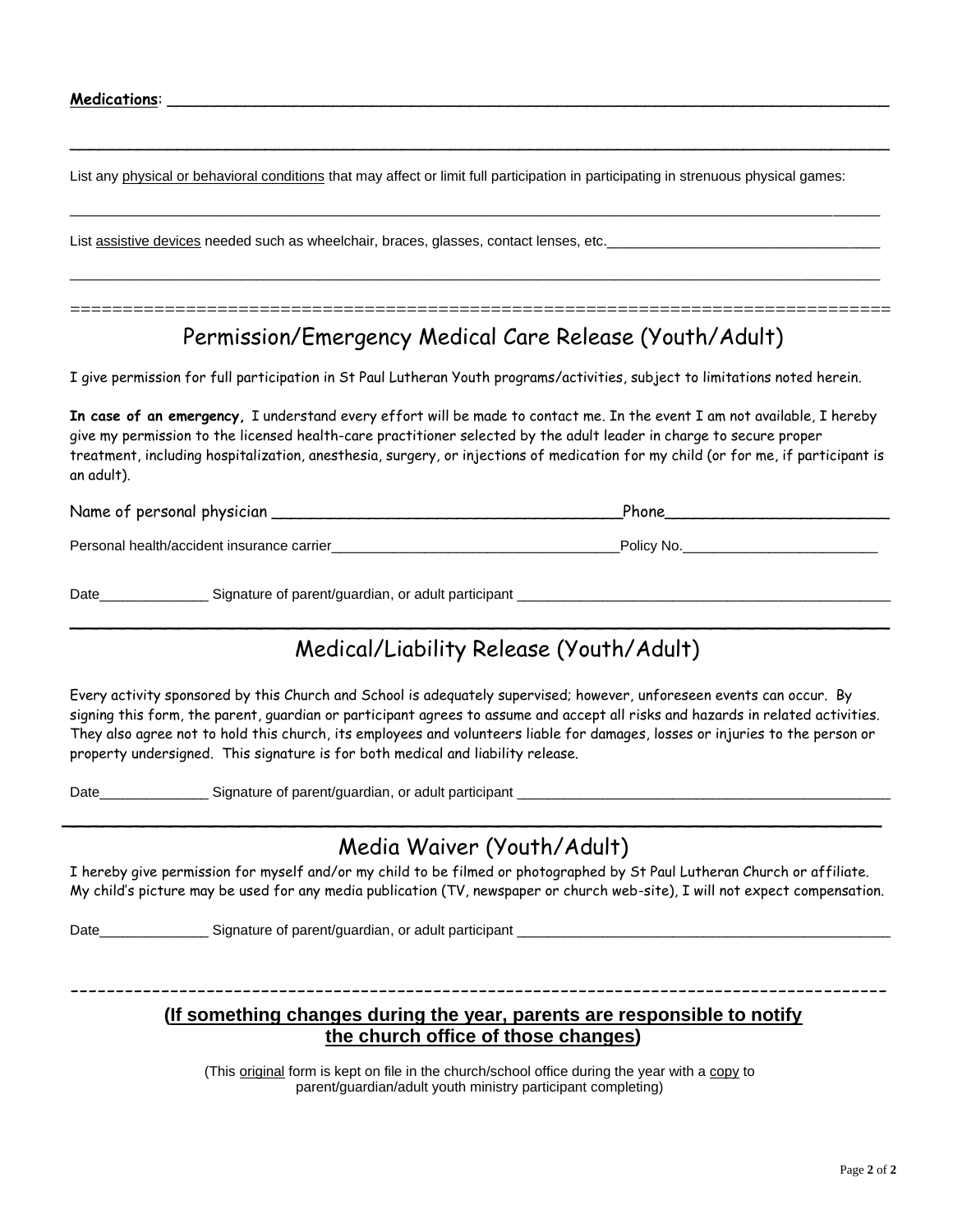**Medications**: ___________________________________________________________________________

___________________________________________________________________________

List any <u>physical or behavioral conditions</u> that may affect or limit full participation in participating in strenuous physical games:

___________________________________________________________________________

List <u>assistive devices</u> needed such as wheelchair, braces, glasses, contact lenses, etc.___________________________________

___________________________________________________________________________

## Permission/Emergency Medical Care Release (Youth/Adult)

I give permission for full participation in St Paul Lutheran Youth programs/activities, subject to limitations noted herein.

**In case of an emergency,** I understand every effort will be made to contact me. In the event I am not available, I hereby give my permission to the licensed health-care practitioner selected by the adult leader in charge to secure proper treatment, including hospitalization, anesthesia, surgery, or injections of medication for my child (or for me, if participant is an adult).

Name of personal physician _____________________________________Phone_______________________

Personal health/accident insurance carrier_____________________________________Policy No._________________________

Date______________ Signature of parent/guardian, or adult participant _________________________________________________

## Medical/Liability Release (Youth/Adult)

Every activity sponsored by this Church and School is adequately supervised; however, unforeseen events can occur. By signing this form, the parent, guardian or participant agrees to assume and accept all risks and hazards in related activities. They also agree not to hold this church, its employees and volunteers liable for damages, losses or injuries to the person or property undersigned. This signature is for both medical and liability release.

Date______________ Signature of parent/guardian, or adult participant _________________________________________________

## Media Waiver (Youth/Adult)

I hereby give permission for myself and/or my child to be filmed or photographed by St Paul Lutheran Church or affiliate. My child's picture may be used for any media publication (TV, newspaper or church web-site), I will not expect compensation.

Date______________ Signature of parent/guardian, or adult participant _________________________________________________

**<u>(If something changes during the year, parents are responsible to notify the church office of those changes)</u>**

(This <u>original</u> form is kept on file in the church/school office during the year with a <u>copy</u> to parent/guardian/adult youth ministry participant completing)